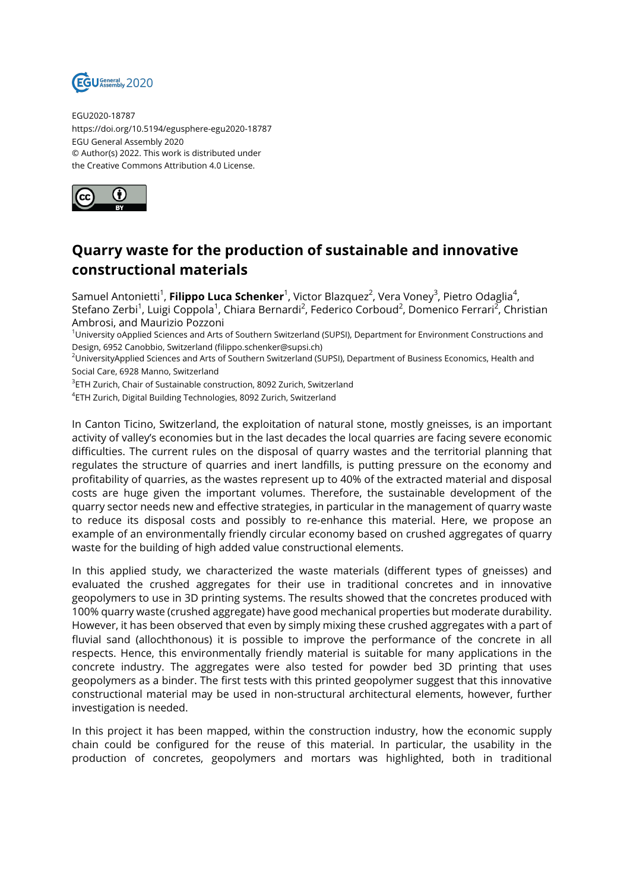EGU2020-18787
https://doi.org/10.5194/egusphere-egu2020-18787
EGU General Assembly 2020
© Author(s) 2022. This work is distributed under
the Creative Commons Attribution 4.0 License.

# Quarry waste for the production of sustainable and innovative constructional materials

Samuel Antonietti[1], **Filippo Luca Schenker**[1], Victor Blazquez[2], Vera Voney[3], Pietro Odaglia[4], Stefano Zerbi[1], Luigi Coppola[1], Chiara Bernardi[2], Federico Corboud[2], Domenico Ferrari[2], Christian Ambrosi, and Maurizio Pozzoni

[1]University oApplied Sciences and Arts of Southern Switzerland (SUPSI), Department for Environment Constructions and Design, 6952 Canobbio, Switzerland (filippo.schenker@supsi.ch)

[2]UniversityApplied Sciences and Arts of Southern Switzerland (SUPSI), Department of Business Economics, Health and Social Care, 6928 Manno, Switzerland

[3]ETH Zurich, Chair of Sustainable construction, 8092 Zurich, Switzerland

[4]ETH Zurich, Digital Building Technologies, 8092 Zurich, Switzerland

In Canton Ticino, Switzerland, the exploitation of natural stone, mostly gneisses, is an important activity of valley's economies but in the last decades the local quarries are facing severe economic difficulties. The current rules on the disposal of quarry wastes and the territorial planning that regulates the structure of quarries and inert landfills, is putting pressure on the economy and profitability of quarries, as the wastes represent up to 40% of the extracted material and disposal costs are huge given the important volumes. Therefore, the sustainable development of the quarry sector needs new and effective strategies, in particular in the management of quarry waste to reduce its disposal costs and possibly to re-enhance this material. Here, we propose an example of an environmentally friendly circular economy based on crushed aggregates of quarry waste for the building of high added value constructional elements.

In this applied study, we characterized the waste materials (different types of gneisses) and evaluated the crushed aggregates for their use in traditional concretes and in innovative geopolymers to use in 3D printing systems. The results showed that the concretes produced with 100% quarry waste (crushed aggregate) have good mechanical properties but moderate durability. However, it has been observed that even by simply mixing these crushed aggregates with a part of fluvial sand (allochthonous) it is possible to improve the performance of the concrete in all respects. Hence, this environmentally friendly material is suitable for many applications in the concrete industry. The aggregates were also tested for powder bed 3D printing that uses geopolymers as a binder. The first tests with this printed geopolymer suggest that this innovative constructional material may be used in non-structural architectural elements, however, further investigation is needed.

In this project it has been mapped, within the construction industry, how the economic supply chain could be configured for the reuse of this material. In particular, the usability in the production of concretes, geopolymers and mortars was highlighted, both in traditional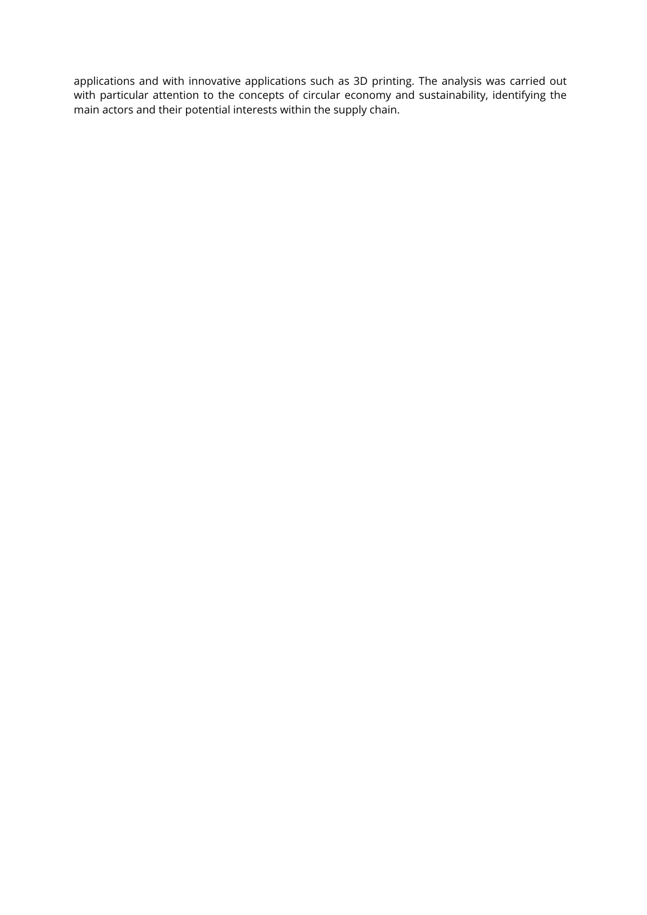applications and with innovative applications such as 3D printing. The analysis was carried out with particular attention to the concepts of circular economy and sustainability, identifying the main actors and their potential interests within the supply chain.